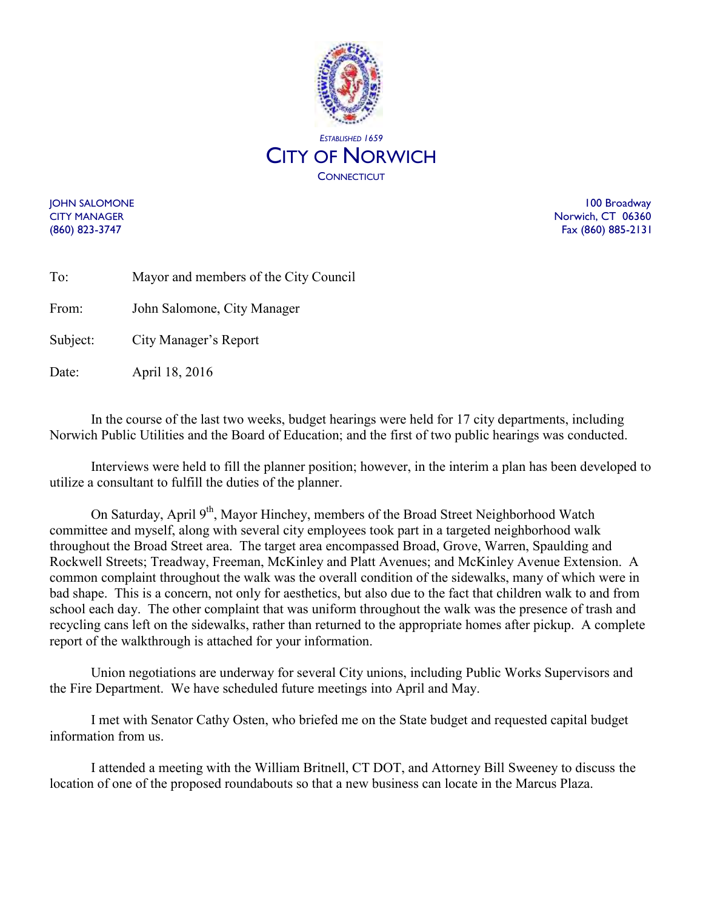*Established 1659*

# City of Norwich

Connecticut

JOHN SALOMONE
CITY MANAGER
(860) 823-3747

100 Broadway
Norwich, CT 06360
Fax (860) 885-2131

To: Mayor and members of the City Council

From: John Salomone, City Manager

Subject: City Manager's Report

Date: April 18, 2016

In the course of the last two weeks, budget hearings were held for 17 city departments, including Norwich Public Utilities and the Board of Education; and the first of two public hearings was conducted.

Interviews were held to fill the planner position; however, in the interim a plan has been developed to utilize a consultant to fulfill the duties of the planner.

On Saturday, April 9th, Mayor Hinchey, members of the Broad Street Neighborhood Watch committee and myself, along with several city employees took part in a targeted neighborhood walk throughout the Broad Street area. The target area encompassed Broad, Grove, Warren, Spaulding and Rockwell Streets; Treadway, Freeman, McKinley and Platt Avenues; and McKinley Avenue Extension. A common complaint throughout the walk was the overall condition of the sidewalks, many of which were in bad shape. This is a concern, not only for aesthetics, but also due to the fact that children walk to and from school each day. The other complaint that was uniform throughout the walk was the presence of trash and recycling cans left on the sidewalks, rather than returned to the appropriate homes after pickup. A complete report of the walkthrough is attached for your information.

Union negotiations are underway for several City unions, including Public Works Supervisors and the Fire Department. We have scheduled future meetings into April and May.

I met with Senator Cathy Osten, who briefed me on the State budget and requested capital budget information from us.

I attended a meeting with the William Britnell, CT DOT, and Attorney Bill Sweeney to discuss the location of one of the proposed roundabouts so that a new business can locate in the Marcus Plaza.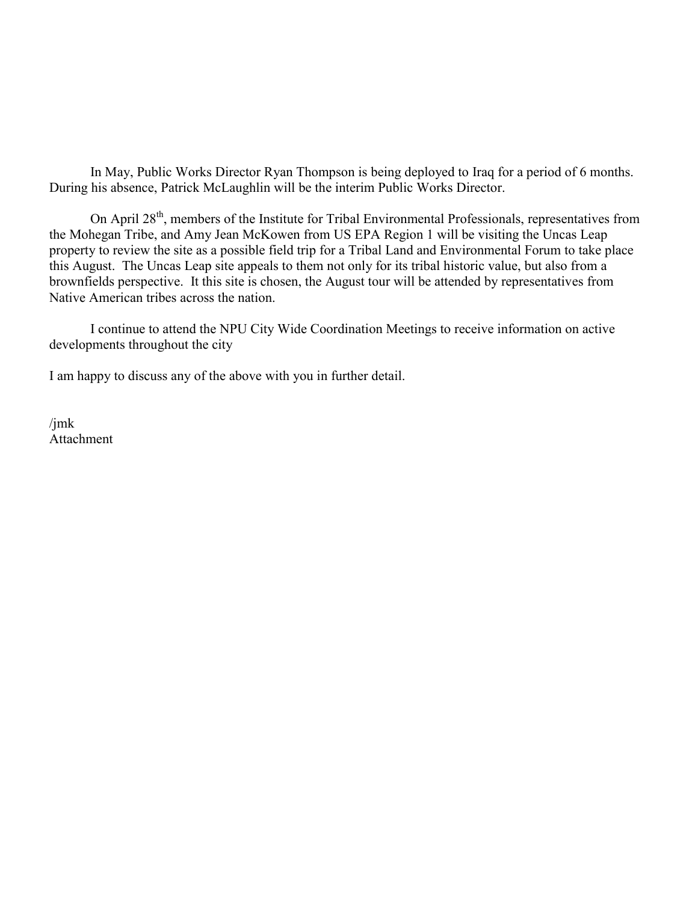In May, Public Works Director Ryan Thompson is being deployed to Iraq for a period of 6 months. During his absence, Patrick McLaughlin will be the interim Public Works Director.

On April 28th, members of the Institute for Tribal Environmental Professionals, representatives from the Mohegan Tribe, and Amy Jean McKowen from US EPA Region 1 will be visiting the Uncas Leap property to review the site as a possible field trip for a Tribal Land and Environmental Forum to take place this August. The Uncas Leap site appeals to them not only for its tribal historic value, but also from a brownfields perspective. It this site is chosen, the August tour will be attended by representatives from Native American tribes across the nation.

I continue to attend the NPU City Wide Coordination Meetings to receive information on active developments throughout the city

I am happy to discuss any of the above with you in further detail.

/jmk
Attachment